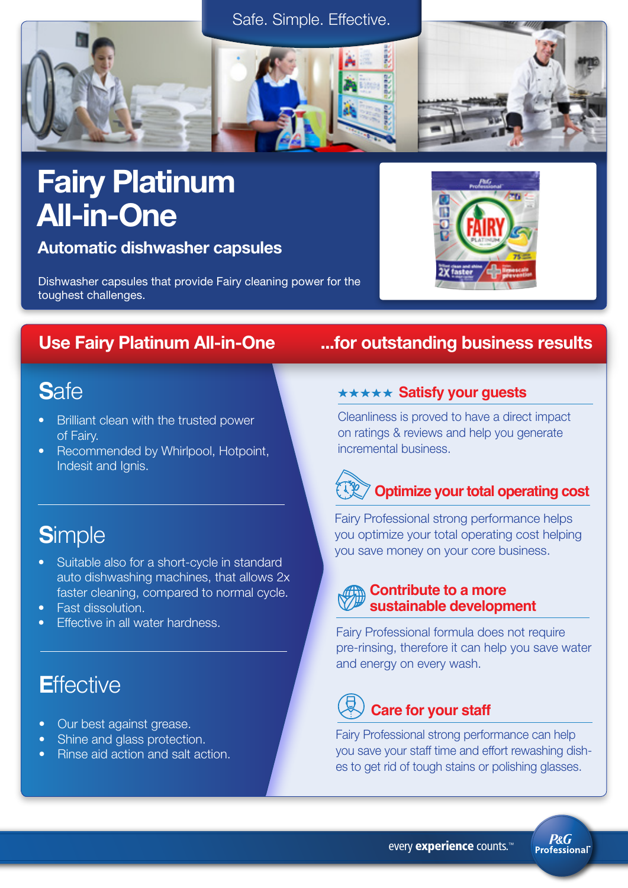Safe. Simple. Effective.

# Fairy Platinum All-in-One

## Automatic dishwasher capsules

Dishwasher capsules that provide Fairy cleaning power for the toughest challenges.

## Use Fairy Platinum All-in-One ...for outstanding business results

### Safe

- Brilliant clean with the trusted power of Fairy.
- Recommended by Whirlpool, Hotpoint, Indesit and Ignis.

### Simple

- Suitable also for a short-cycle in standard auto dishwashing machines, that allows 2x faster cleaning, compared to normal cycle.
- Fast dissolution.
- Effective in all water hardness.

### Effective

- Our best against grease.
- Shine and glass protection.
- Rinse aid action and salt action.

### ★★★★★ Satisfy your guests

Cleanliness is proved to have a direct impact on ratings & reviews and help you generate incremental business.

### Optimize your total operating cost

Fairy Professional strong performance helps you optimize your total operating cost helping you save money on your core business.

### Contribute to a more sustainable development

Fairy Professional formula does not require pre-rinsing, therefore it can help you save water and energy on every wash.

### Care for your staff

Fairy Professional strong performance can help you save your staff time and effort rewashing dishes to get rid of tough stains or polishing glasses.

every **experience** counts.™

P&G Professional™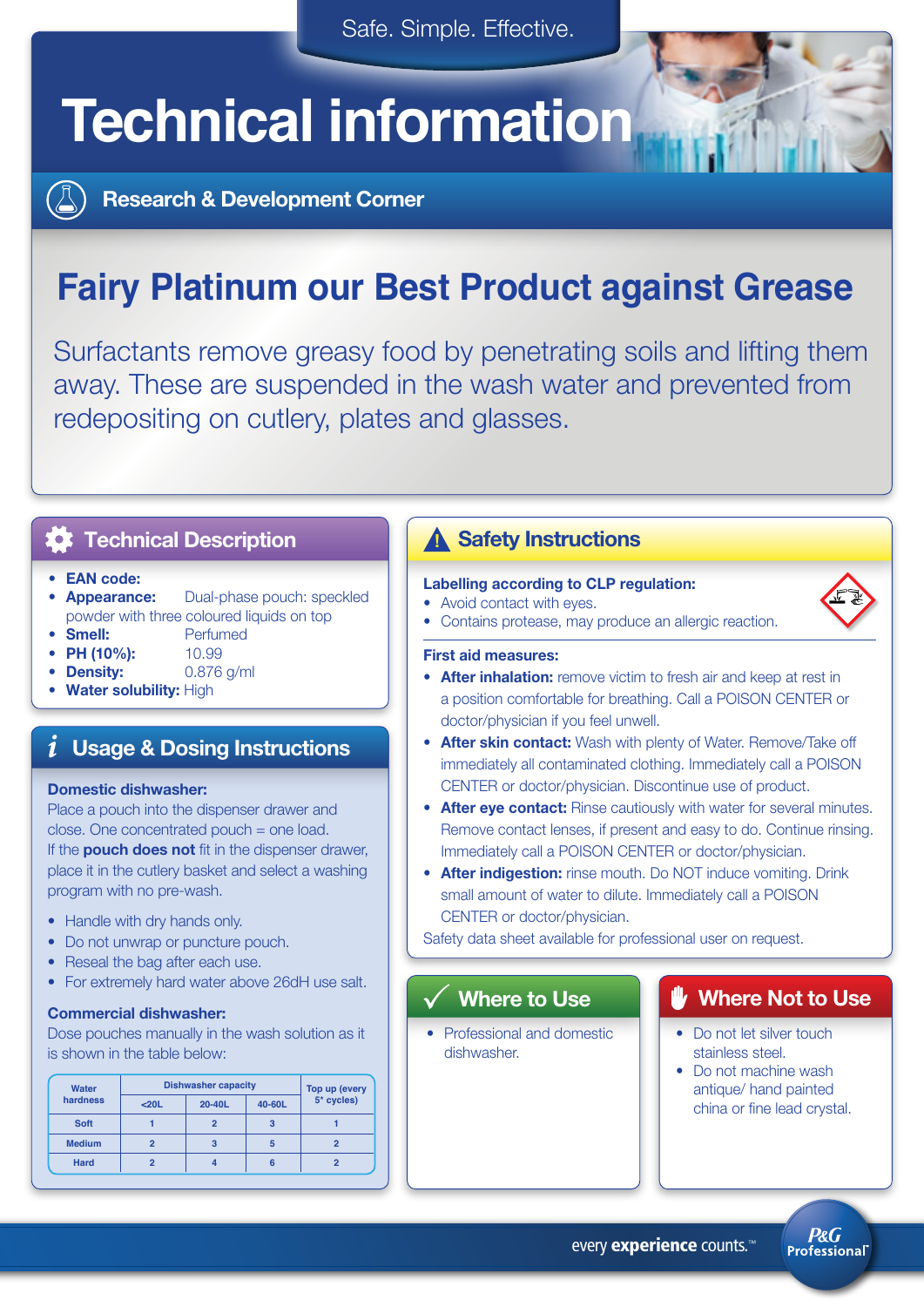Safe. Simple. Effective.

# Technical information

Research & Development Corner

## Fairy Platinum our Best Product against Grease

Surfactants remove greasy food by penetrating soils and lifting them away. These are suspended in the wash water and prevented from redepositing on cutlery, plates and glasses.

### Technical Description

- **EAN code:**
- **Appearance:** Dual-phase pouch: speckled powder with three coloured liquids on top
- **Smell:** Perfumed
- **PH (10%):** 10.99
- **Density:** 0.876 g/ml
- **Water solubility:** High

### Usage & Dosing Instructions

**Domestic dishwasher:**

Place a pouch into the dispenser drawer and close. One concentrated pouch = one load. If the **pouch does not** fit in the dispenser drawer, place it in the cutlery basket and select a washing program with no pre-wash.

- Handle with dry hands only.
- Do not unwrap or puncture pouch.
- Reseal the bag after each use.
- For extremely hard water above 26dH use salt.

**Commercial dishwasher:**

Dose pouches manually in the wash solution as it is shown in the table below:

| Water hardness | Dishwasher capacity | | | Top up (every 5* cycles) |
|---|---|---|---|---|
| | <20L | 20-40L | 40-60L | |
| Soft | 1 | 2 | 3 | 1 |
| Medium | 2 | 3 | 5 | 2 |
| Hard | 2 | 4 | 6 | 2 |

### Safety Instructions

**Labelling according to CLP regulation:**

- Avoid contact with eyes.
- Contains protease, may produce an allergic reaction.

**First aid measures:**

- **After inhalation:** remove victim to fresh air and keep at rest in a position comfortable for breathing. Call a POISON CENTER or doctor/physician if you feel unwell.
- **After skin contact:** Wash with plenty of Water. Remove/Take off immediately all contaminated clothing. Immediately call a POISON CENTER or doctor/physician. Discontinue use of product.
- **After eye contact:** Rinse cautiously with water for several minutes. Remove contact lenses, if present and easy to do. Continue rinsing. Immediately call a POISON CENTER or doctor/physician.
- **After indigestion:** rinse mouth. Do NOT induce vomiting. Drink small amount of water to dilute. Immediately call a POISON CENTER or doctor/physician.

Safety data sheet available for professional user on request.

### Where to Use

- Professional and domestic dishwasher.

### Where Not to Use

- Do not let silver touch stainless steel.
- Do not machine wash antique/ hand painted china or fine lead crystal.

every **experience** counts.™

P&G Professional™